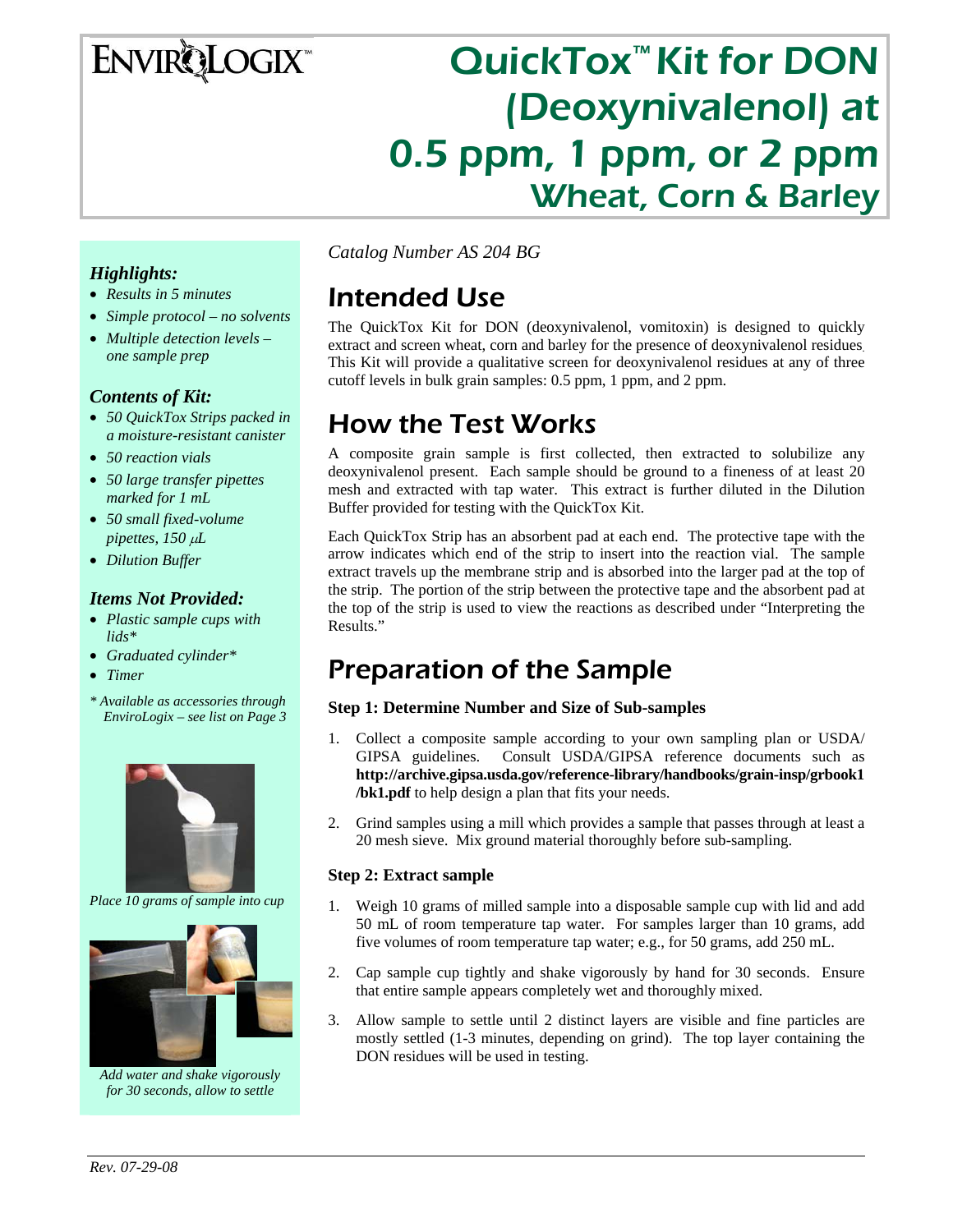ENVIROLOGIX™

# QuickTox™ Kit for DON (Deoxynivalenol) at 0.5 ppm, 1 ppm, or 2 ppm Wheat, Corn & Barley

### *Highlights:*

- *Results in 5 minutes*
- *Simple protocol – no solvents*
- *Multiple detection levels – one sample prep*

### *Contents of Kit:*

- *50 QuickTox Strips packed in a moisture-resistant canister*
- *50 reaction vials*
- *50 large transfer pipettes marked for 1 mL*
- *50 small fixed-volume pipettes, 150 μL*
- *Dilution Buffer*

### *Items Not Provided:*

- *Plastic sample cups with lids**
- *Graduated cylinder**
- *Timer*

*\* Available as accessories through EnviroLogix – see list on Page 3*

*Place 10 grams of sample into cup*

*Add water and shake vigorously for 30 seconds, allow to settle*

*Catalog Number AS 204 BG*

## Intended Use

The QuickTox Kit for DON (deoxynivalenol, vomitoxin) is designed to quickly extract and screen wheat, corn and barley for the presence of deoxynivalenol residues. This Kit will provide a qualitative screen for deoxynivalenol residues at any of three cutoff levels in bulk grain samples: 0.5 ppm, 1 ppm, and 2 ppm.

## How the Test Works

A composite grain sample is first collected, then extracted to solubilize any deoxynivalenol present. Each sample should be ground to a fineness of at least 20 mesh and extracted with tap water. This extract is further diluted in the Dilution Buffer provided for testing with the QuickTox Kit.

Each QuickTox Strip has an absorbent pad at each end. The protective tape with the arrow indicates which end of the strip to insert into the reaction vial. The sample extract travels up the membrane strip and is absorbed into the larger pad at the top of the strip. The portion of the strip between the protective tape and the absorbent pad at the top of the strip is used to view the reactions as described under "Interpreting the Results."

## Preparation of the Sample

**Step 1: Determine Number and Size of Sub-samples**

1. Collect a composite sample according to your own sampling plan or USDA/ GIPSA guidelines. Consult USDA/GIPSA reference documents such as **http://archive.gipsa.usda.gov/reference-library/handbooks/grain-insp/grbook1/bk1.pdf** to help design a plan that fits your needs.
2. Grind samples using a mill which provides a sample that passes through at least a 20 mesh sieve. Mix ground material thoroughly before sub-sampling.

**Step 2: Extract sample**

1. Weigh 10 grams of milled sample into a disposable sample cup with lid and add 50 mL of room temperature tap water. For samples larger than 10 grams, add five volumes of room temperature tap water; e.g., for 50 grams, add 250 mL.
2. Cap sample cup tightly and shake vigorously by hand for 30 seconds. Ensure that entire sample appears completely wet and thoroughly mixed.
3. Allow sample to settle until 2 distinct layers are visible and fine particles are mostly settled (1-3 minutes, depending on grind). The top layer containing the DON residues will be used in testing.

*Rev. 07-29-08*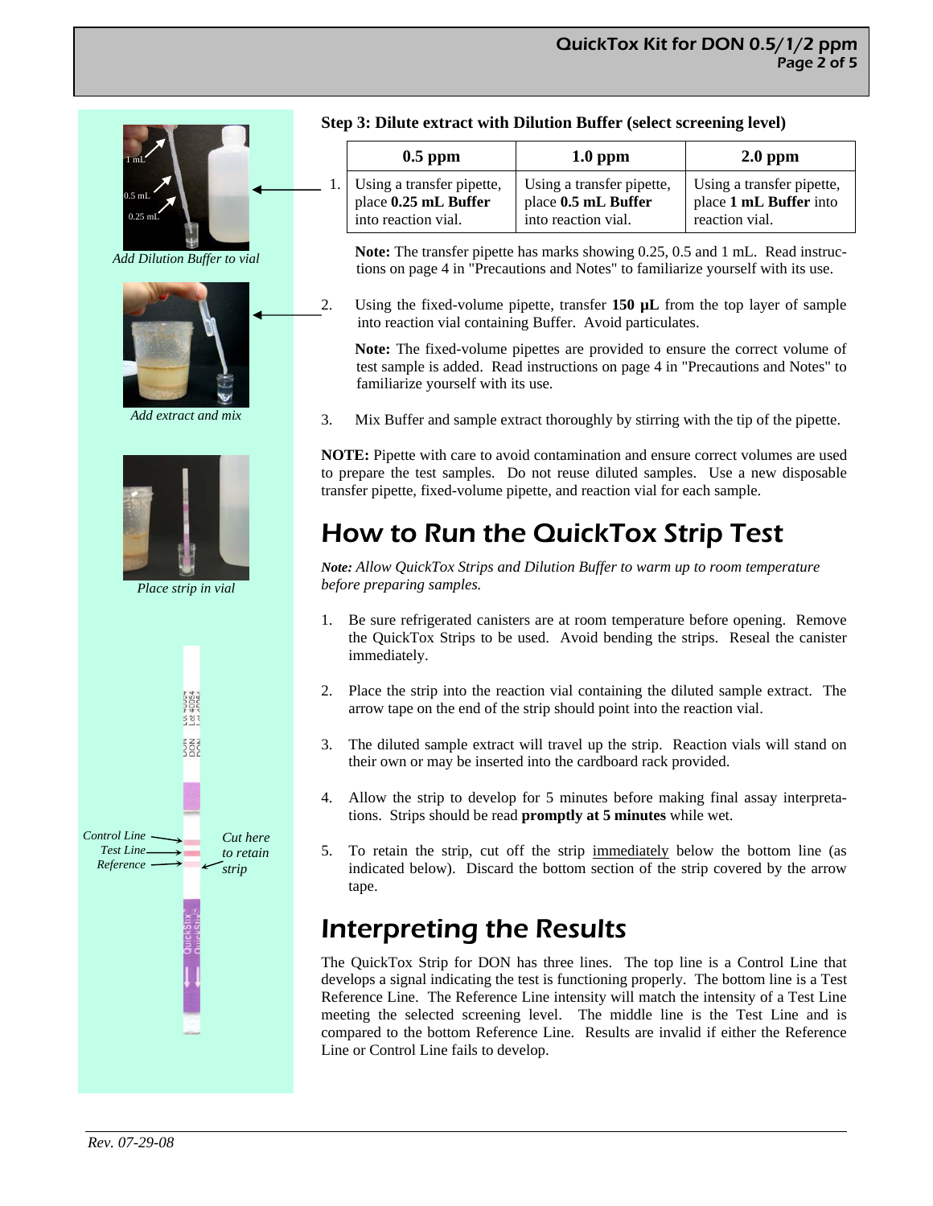Add Dilution Buffer to vial

Add extract and mix

Place strip in vial

Control Line
Test Line
Reference
Cut here to retain strip

**Step 3: Dilute extract with Dilution Buffer (select screening level)**

| | 0.5 ppm | 1.0 ppm | 2.0 ppm |
|---|---|---|---|
| 1. | Using a transfer pipette, place **0.25 mL Buffer** into reaction vial. | Using a transfer pipette, place **0.5 mL Buffer** into reaction vial. | Using a transfer pipette, place **1 mL Buffer** into reaction vial. |

**Note:** The transfer pipette has marks showing 0.25, 0.5 and 1 mL. Read instructions on page 4 in "Precautions and Notes" to familiarize yourself with its use.

2. Using the fixed-volume pipette, transfer **150 µL** from the top layer of sample into reaction vial containing Buffer. Avoid particulates.

   **Note:** The fixed-volume pipettes are provided to ensure the correct volume of test sample is added. Read instructions on page 4 in "Precautions and Notes" to familiarize yourself with its use.

3. Mix Buffer and sample extract thoroughly by stirring with the tip of the pipette.

**NOTE:** Pipette with care to avoid contamination and ensure correct volumes are used to prepare the test samples. Do not reuse diluted samples. Use a new disposable transfer pipette, fixed-volume pipette, and reaction vial for each sample.

# How to Run the QuickTox Strip Test

***Note:*** *Allow QuickTox Strips and Dilution Buffer to warm up to room temperature before preparing samples.*

1. Be sure refrigerated canisters are at room temperature before opening. Remove the QuickTox Strips to be used. Avoid bending the strips. Reseal the canister immediately.
2. Place the strip into the reaction vial containing the diluted sample extract. The arrow tape on the end of the strip should point into the reaction vial.
3. The diluted sample extract will travel up the strip. Reaction vials will stand on their own or may be inserted into the cardboard rack provided.
4. Allow the strip to develop for 5 minutes before making final assay interpretations. Strips should be read **promptly at 5 minutes** while wet.
5. To retain the strip, cut off the strip immediately below the bottom line (as indicated below). Discard the bottom section of the strip covered by the arrow tape.

# Interpreting the Results

The QuickTox Strip for DON has three lines. The top line is a Control Line that develops a signal indicating the test is functioning properly. The bottom line is a Test Reference Line. The Reference Line intensity will match the intensity of a Test Line meeting the selected screening level. The middle line is the Test Line and is compared to the bottom Reference Line. Results are invalid if either the Reference Line or Control Line fails to develop.

*Rev. 07-29-08*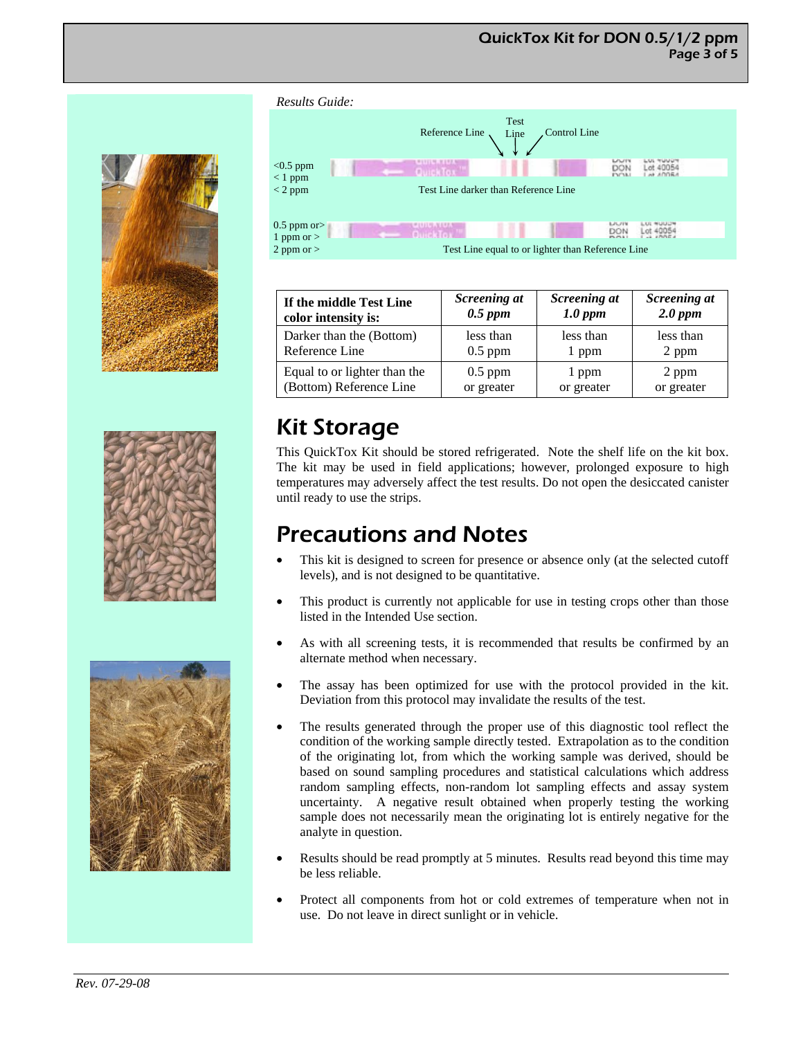*Results Guide:*

Reference Line
Test Line
Control Line

<0.5 ppm
< 1 ppm
< 2 ppm

Test Line darker than Reference Line

0.5 ppm or>
1 ppm or >
2 ppm or >

Test Line equal to or lighter than Reference Line

| If the middle Test Line color intensity is: | *Screening at 0.5 ppm* | *Screening at 1.0 ppm* | *Screening at 2.0 ppm* |
|---|---|---|---|
| Darker than the (Bottom) Reference Line | less than 0.5 ppm | less than 1 ppm | less than 2 ppm |
| Equal to or lighter than the (Bottom) Reference Line | 0.5 ppm or greater | 1 ppm or greater | 2 ppm or greater |

## Kit Storage

This QuickTox Kit should be stored refrigerated. Note the shelf life on the kit box. The kit may be used in field applications; however, prolonged exposure to high temperatures may adversely affect the test results. Do not open the desiccated canister until ready to use the strips.

## Precautions and Notes

- This kit is designed to screen for presence or absence only (at the selected cutoff levels), and is not designed to be quantitative.
- This product is currently not applicable for use in testing crops other than those listed in the Intended Use section.
- As with all screening tests, it is recommended that results be confirmed by an alternate method when necessary.
- The assay has been optimized for use with the protocol provided in the kit. Deviation from this protocol may invalidate the results of the test.
- The results generated through the proper use of this diagnostic tool reflect the condition of the working sample directly tested. Extrapolation as to the condition of the originating lot, from which the working sample was derived, should be based on sound sampling procedures and statistical calculations which address random sampling effects, non-random lot sampling effects and assay system uncertainty. A negative result obtained when properly testing the working sample does not necessarily mean the originating lot is entirely negative for the analyte in question.
- Results should be read promptly at 5 minutes. Results read beyond this time may be less reliable.
- Protect all components from hot or cold extremes of temperature when not in use. Do not leave in direct sunlight or in vehicle.

*Rev. 07-29-08*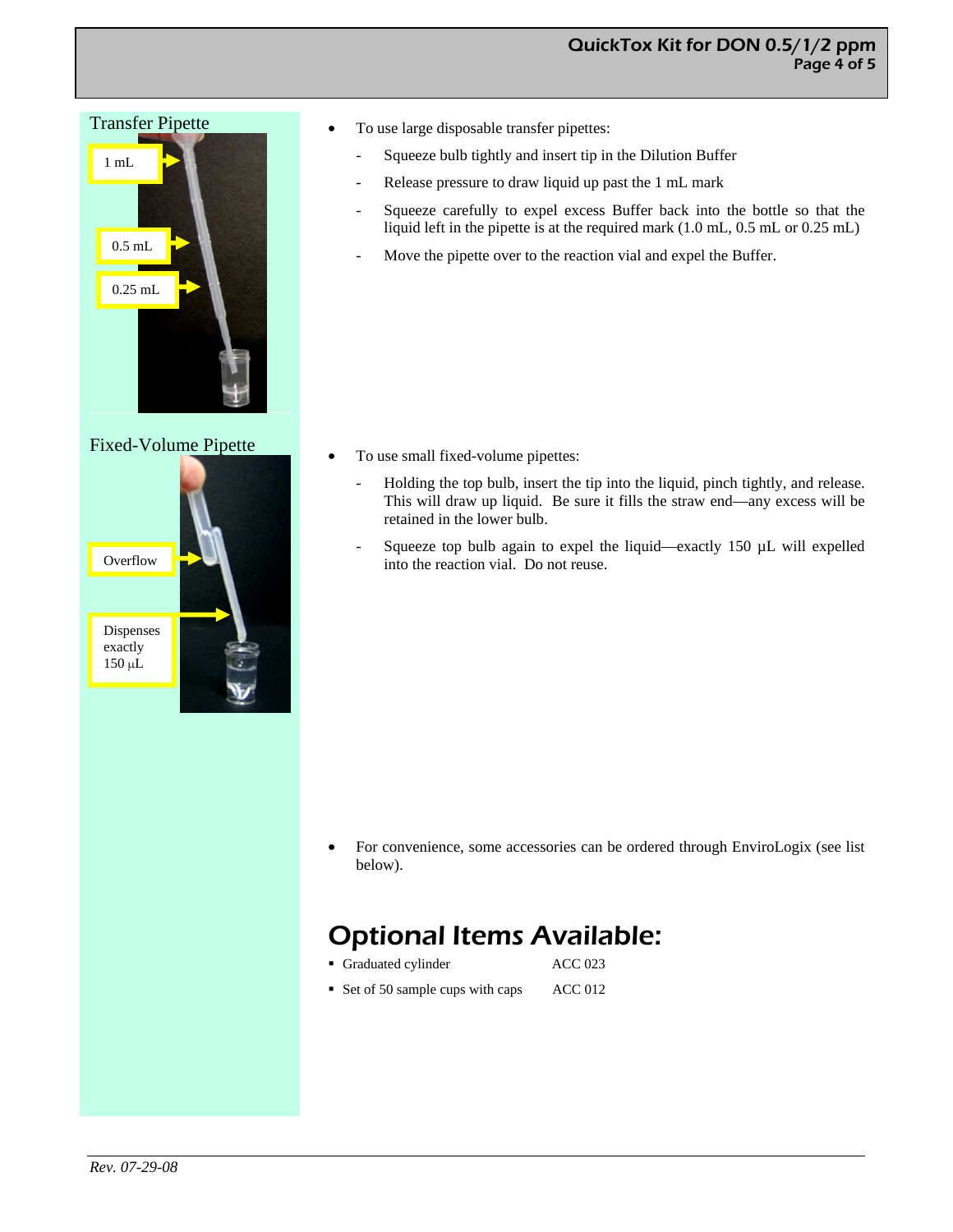Transfer Pipette

1 mL

0.5 mL

0.25 mL

- To use large disposable transfer pipettes:
  - Squeeze bulb tightly and insert tip in the Dilution Buffer
  - Release pressure to draw liquid up past the 1 mL mark
  - Squeeze carefully to expel excess Buffer back into the bottle so that the liquid left in the pipette is at the required mark (1.0 mL, 0.5 mL or 0.25 mL)
  - Move the pipette over to the reaction vial and expel the Buffer.

Fixed-Volume Pipette

Overflow

Dispenses exactly 150 µL

- To use small fixed-volume pipettes:
  - Holding the top bulb, insert the tip into the liquid, pinch tightly, and release. This will draw up liquid. Be sure it fills the straw end—any excess will be retained in the lower bulb.
  - Squeeze top bulb again to expel the liquid—exactly 150 µL will expelled into the reaction vial. Do not reuse.

- For convenience, some accessories can be ordered through EnviroLogix (see list below).

# Optional Items Available:

- Graduated cylinder ACC 023
- Set of 50 sample cups with caps ACC 012

*Rev. 07-29-08*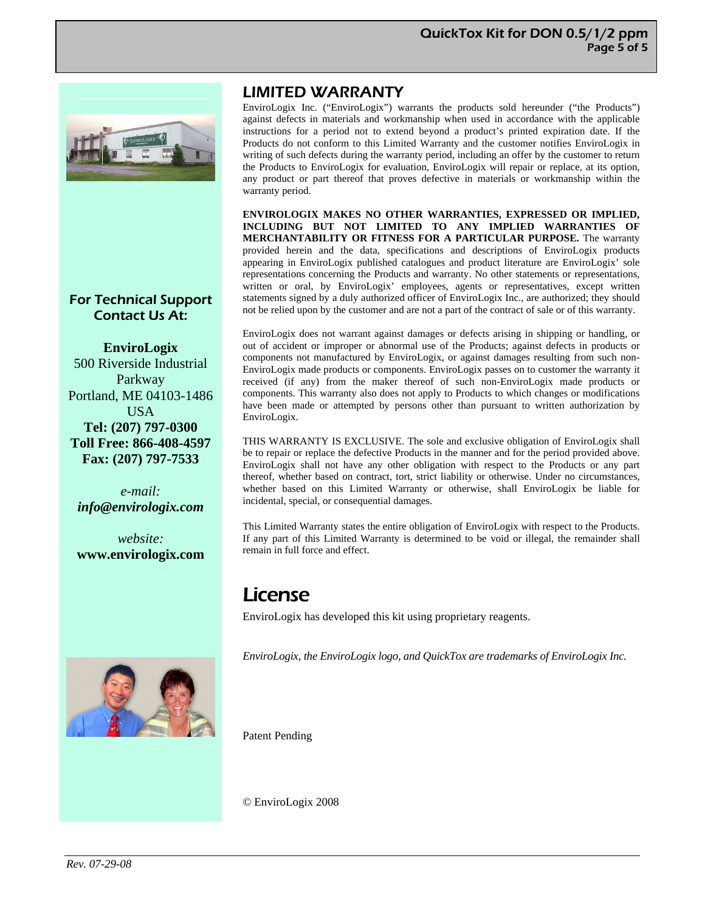## LIMITED WARRANTY

EnviroLogix Inc. ("EnviroLogix") warrants the products sold hereunder ("the Products") against defects in materials and workmanship when used in accordance with the applicable instructions for a period not to extend beyond a product's printed expiration date. If the Products do not conform to this Limited Warranty and the customer notifies EnviroLogix in writing of such defects during the warranty period, including an offer by the customer to return the Products to EnviroLogix for evaluation, EnviroLogix will repair or replace, at its option, any product or part thereof that proves defective in materials or workmanship within the warranty period.

**ENVIROLOGIX MAKES NO OTHER WARRANTIES, EXPRESSED OR IMPLIED, INCLUDING BUT NOT LIMITED TO ANY IMPLIED WARRANTIES OF MERCHANTABILITY OR FITNESS FOR A PARTICULAR PURPOSE.** The warranty provided herein and the data, specifications and descriptions of EnviroLogix products appearing in EnviroLogix published catalogues and product literature are EnviroLogix' sole representations concerning the Products and warranty. No other statements or representations, written or oral, by EnviroLogix' employees, agents or representatives, except written statements signed by a duly authorized officer of EnviroLogix Inc., are authorized; they should not be relied upon by the customer and are not a part of the contract of sale or of this warranty.

EnviroLogix does not warrant against damages or defects arising in shipping or handling, or out of accident or improper or abnormal use of the Products; against defects in products or components not manufactured by EnviroLogix, or against damages resulting from such non-EnviroLogix made products or components. EnviroLogix passes on to customer the warranty it received (if any) from the maker thereof of such non-EnviroLogix made products or components. This warranty also does not apply to Products to which changes or modifications have been made or attempted by persons other than pursuant to written authorization by EnviroLogix.

THIS WARRANTY IS EXCLUSIVE. The sole and exclusive obligation of EnviroLogix shall be to repair or replace the defective Products in the manner and for the period provided above. EnviroLogix shall not have any other obligation with respect to the Products or any part thereof, whether based on contract, tort, strict liability or otherwise. Under no circumstances, whether based on this Limited Warranty or otherwise, shall EnviroLogix be liable for incidental, special, or consequential damages.

This Limited Warranty states the entire obligation of EnviroLogix with respect to the Products. If any part of this Limited Warranty is determined to be void or illegal, the remainder shall remain in full force and effect.

## License

EnviroLogix has developed this kit using proprietary reagents.

*EnviroLogix, the EnviroLogix logo, and QuickTox are trademarks of EnviroLogix Inc.*

Patent Pending

© EnviroLogix 2008

### For Technical Support Contact Us At:

**EnviroLogix**
500 Riverside Industrial Parkway
Portland, ME 04103-1486
USA
**Tel: (207) 797-0300**
**Toll Free: 866-408-4597**
**Fax: (207) 797-7533**

*e-mail:*
***info@envirologix.com***

*website:*
**www.envirologix.com**

*Rev. 07-29-08*